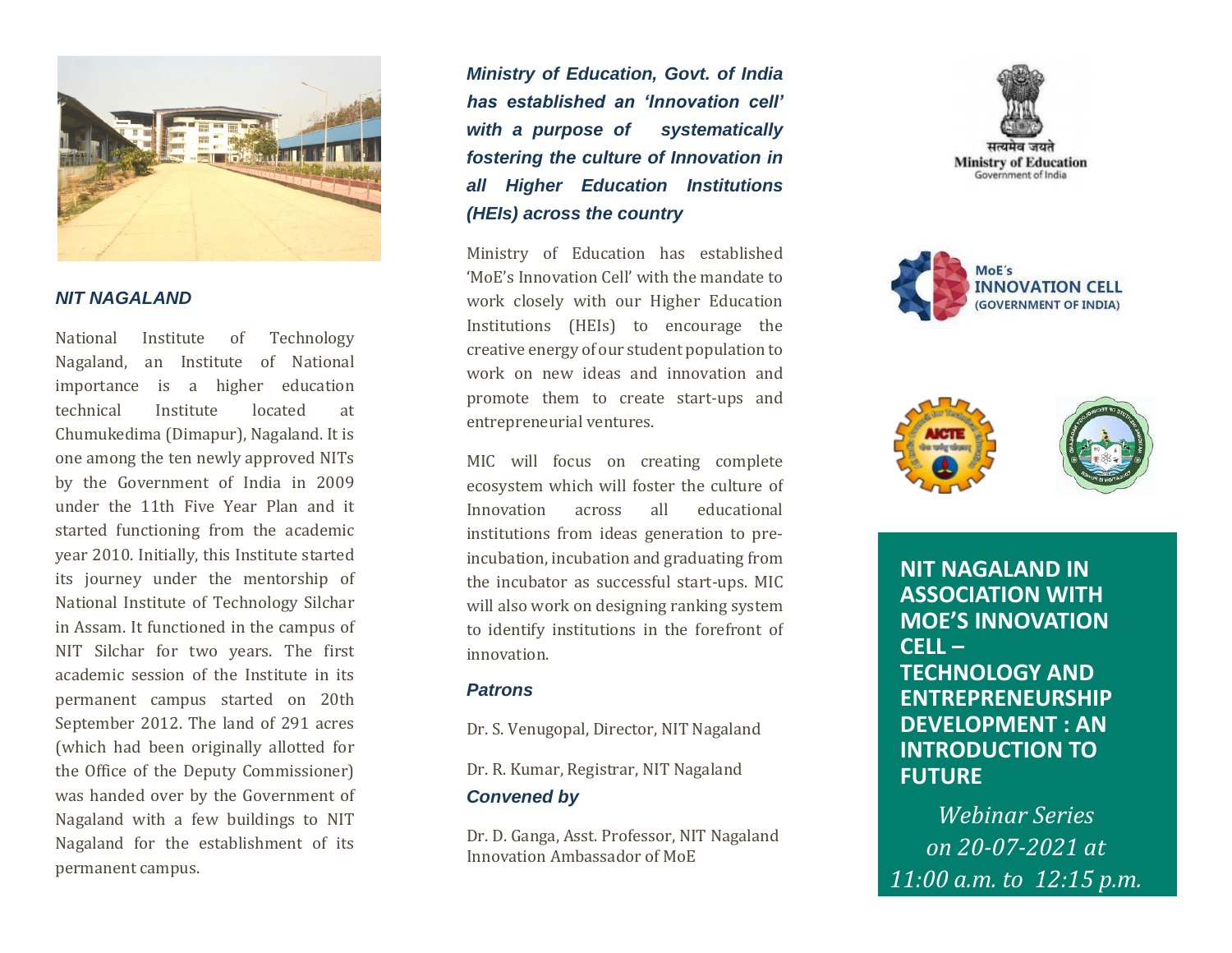## NIT NAGALAND

National Institute of Technology Nagaland, an Institute of National importance is a higher education technical Institute located at Chumukedima (Dimapur), Nagaland. It is one among the ten newly approved NITs by the Government of India in 2009 under the 11th Five Year Plan and it started functioning from the academic year 2010. Initially, this Institute started its journey under the mentorship of National Institute of Technology Silchar in Assam. It functioned in the campus of NIT Silchar for two years. The first academic session of the Institute in its permanent campus started on 20th September 2012. The land of 291 acres (which had been originally allotted for the Office of the Deputy Commissioner) was handed over by the Government of Nagaland with a few buildings to NIT Nagaland for the establishment of its permanent campus.

***Ministry of Education, Govt. of India has established an 'Innovation cell' with a purpose of systematically fostering the culture of Innovation in all Higher Education Institutions (HEIs) across the country***

Ministry of Education has established 'MoE's Innovation Cell' with the mandate to work closely with our Higher Education Institutions (HEIs) to encourage the creative energy of our student population to work on new ideas and innovation and promote them to create start-ups and entrepreneurial ventures.

MIC will focus on creating complete ecosystem which will foster the culture of Innovation across all educational institutions from ideas generation to pre-incubation, incubation and graduating from the incubator as successful start-ups. MIC will also work on designing ranking system to identify institutions in the forefront of innovation.

### Patrons

Dr. S. Venugopal, Director, NIT Nagaland

Dr. R. Kumar, Registrar, NIT Nagaland

### Convened by

Dr. D. Ganga, Asst. Professor, NIT Nagaland
Innovation Ambassador of MoE

सत्यमेव जयते
Ministry of Education
Government of India

MoE's INNOVATION CELL (GOVERNMENT OF INDIA)

# NIT NAGALAND IN ASSOCIATION WITH MOE'S INNOVATION CELL – TECHNOLOGY AND ENTREPRENEURSHIP DEVELOPMENT : AN INTRODUCTION TO FUTURE

*Webinar Series on 20-07-2021 at 11:00 a.m. to 12:15 p.m.*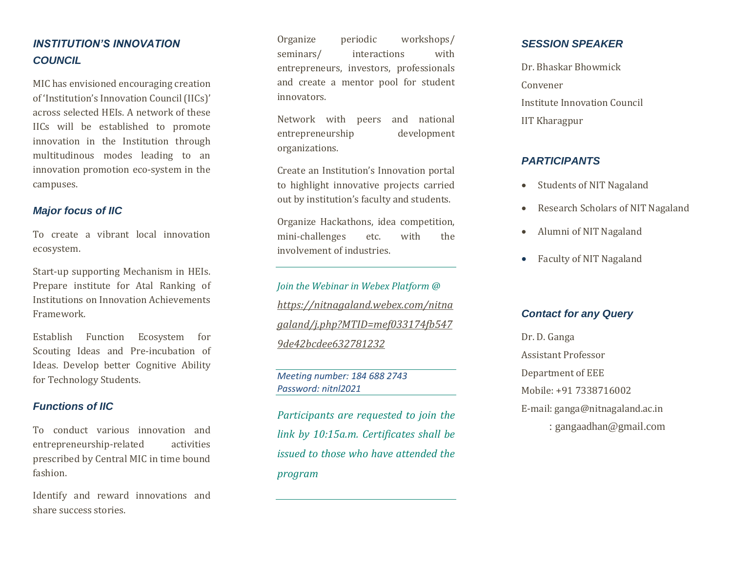## *INSTITUTION'S INNOVATION COUNCIL*

MIC has envisioned encouraging creation of 'Institution's Innovation Council (IICs)' across selected HEIs. A network of these IICs will be established to promote innovation in the Institution through multitudinous modes leading to an innovation promotion eco-system in the campuses.

### *Major focus of IIC*

To create a vibrant local innovation ecosystem.

Start-up supporting Mechanism in HEIs. Prepare institute for Atal Ranking of Institutions on Innovation Achievements Framework.

Establish Function Ecosystem for Scouting Ideas and Pre-incubation of Ideas. Develop better Cognitive Ability for Technology Students.

### *Functions of IIC*

To conduct various innovation and entrepreneurship-related activities prescribed by Central MIC in time bound fashion.

Identify and reward innovations and share success stories.

Organize periodic workshops/ seminars/ interactions with entrepreneurs, investors, professionals and create a mentor pool for student innovators.

Network with peers and national entrepreneurship development organizations.

Create an Institution's Innovation portal to highlight innovative projects carried out by institution's faculty and students.

Organize Hackathons, idea competition, mini-challenges etc. with the involvement of industries.

---

*Join the Webinar in Webex Platform @*

*https://nitnagaland.webex.com/nitnagaland/j.php?MTID=mef033174fb5479de42bcdee632781232*

---

*Meeting number: 184 688 2743*
*Password: nitnl2021*

---

*Participants are requested to join the link by 10:15a.m. Certificates shall be issued to those who have attended the program*

---

## *SESSION SPEAKER*

Dr. Bhaskar Bhowmick

Convener

Institute Innovation Council

IIT Kharagpur

## *PARTICIPANTS*

- Students of NIT Nagaland
- Research Scholars of NIT Nagaland
- Alumni of NIT Nagaland
- Faculty of NIT Nagaland

## *Contact for any Query*

Dr. D. Ganga

Assistant Professor

Department of EEE

Mobile: +91 7338716002

E-mail: ganga@nitnagaland.ac.in

: gangaadhan@gmail.com